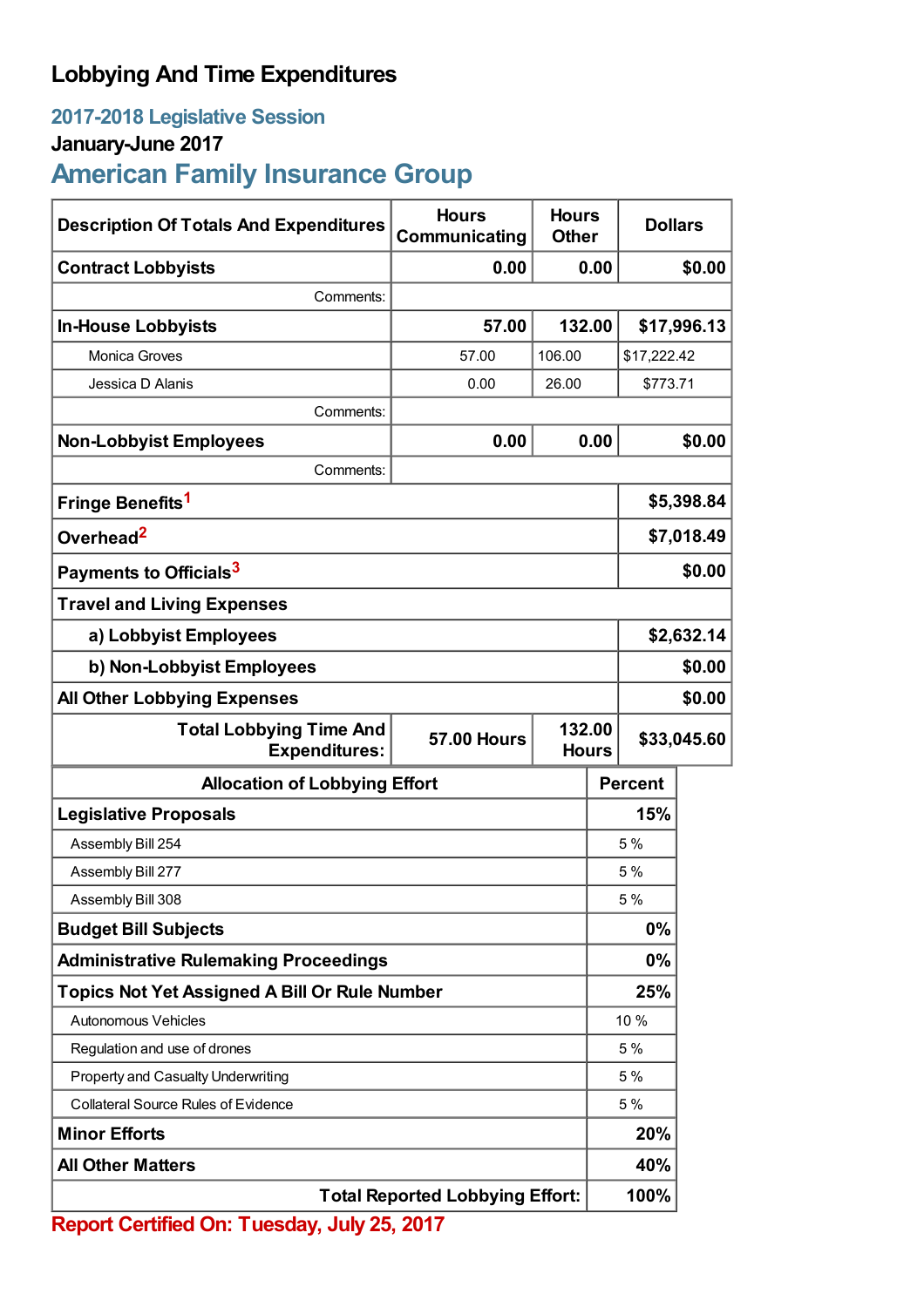# Lobbying And Time Expenditures

## 2017-2018 Legislative Session

### January-June 2017

## American Family Insurance Group

| Description Of Totals And Expenditures | Hours Communicating | Hours Other | Dollars |
|---|---|---|---|
| **Contract Lobbyists** | **0.00** | **0.00** | **$0.00** |
| Comments: | | | |
| **In-House Lobbyists** | **57.00** | **132.00** | **$17,996.13** |
| Monica Groves | 57.00 | 106.00 | $17,222.42 |
| Jessica D Alanis | 0.00 | 26.00 | $773.71 |
| Comments: | | | |
| **Non-Lobbyist Employees** | **0.00** | **0.00** | **$0.00** |
| Comments: | | | |
| **Fringe Benefits**[1] | | | **$5,398.84** |
| **Overhead**[2] | | | **$7,018.49** |
| **Payments to Officials**[3] | | | **$0.00** |
| **Travel and Living Expenses** | | | |
| **a) Lobbyist Employees** | | | **$2,632.14** |
| **b) Non-Lobbyist Employees** | | | **$0.00** |
| **All Other Lobbying Expenses** | | | **$0.00** |
| **Total Lobbying Time And Expenditures:** | **57.00 Hours** | **132.00 Hours** | **$33,045.60** |

| Allocation of Lobbying Effort | Percent |
|---|---|
| **Legislative Proposals** | **15%** |
| Assembly Bill 254 | 5 % |
| Assembly Bill 277 | 5 % |
| Assembly Bill 308 | 5 % |
| **Budget Bill Subjects** | **0%** |
| **Administrative Rulemaking Proceedings** | **0%** |
| **Topics Not Yet Assigned A Bill Or Rule Number** | **25%** |
| Autonomous Vehicles | 10 % |
| Regulation and use of drones | 5 % |
| Property and Casualty Underwriting | 5 % |
| Collateral Source Rules of Evidence | 5 % |
| **Minor Efforts** | **20%** |
| **All Other Matters** | **40%** |
| **Total Reported Lobbying Effort:** | **100%** |

**Report Certified On: Tuesday, July 25, 2017**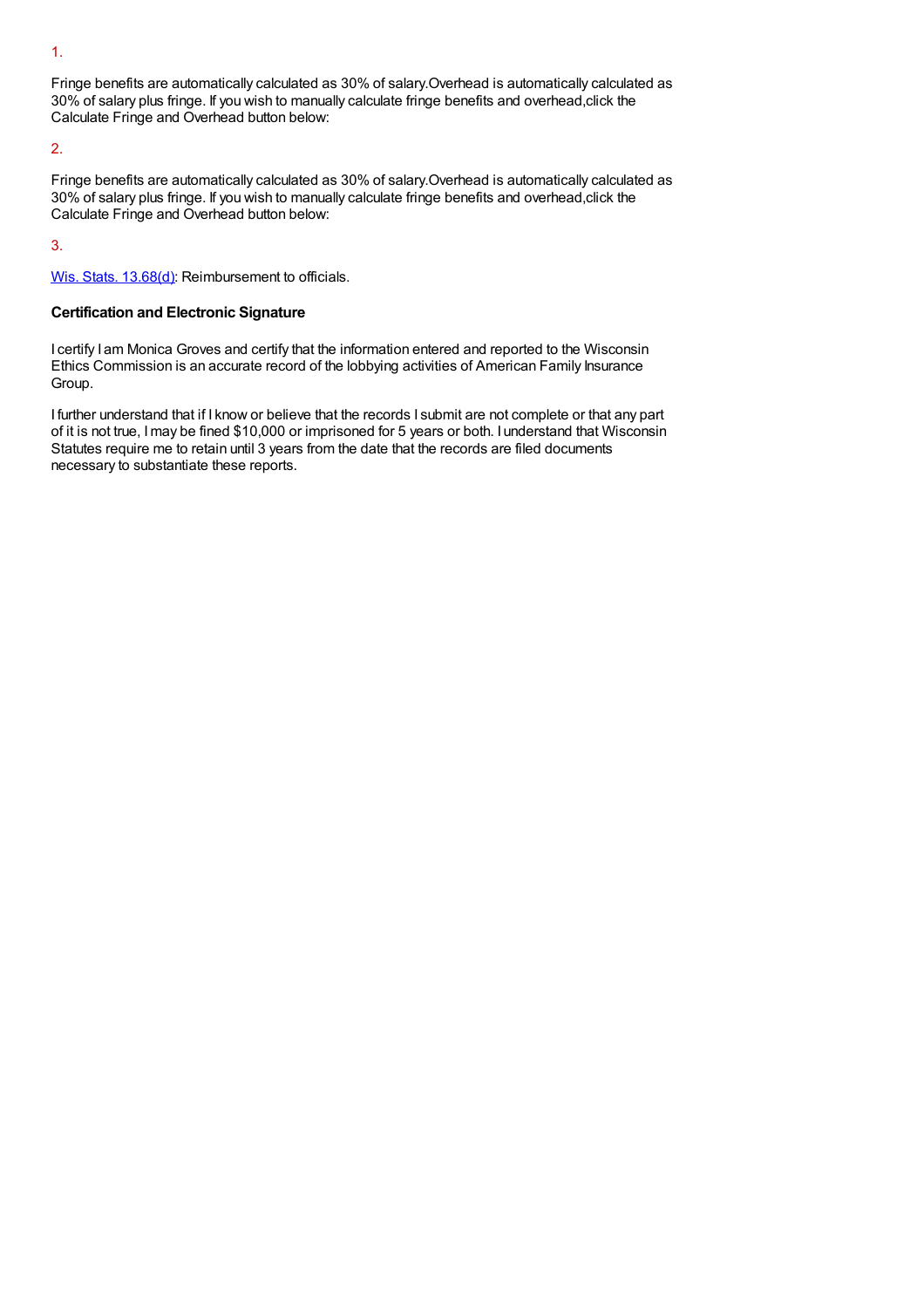1.

Fringe benefits are automatically calculated as 30% of salary.Overhead is automatically calculated as 30% of salary plus fringe. If you wish to manually calculate fringe benefits and overhead,click the Calculate Fringe and Overhead button below:

2.

Fringe benefits are automatically calculated as 30% of salary.Overhead is automatically calculated as 30% of salary plus fringe. If you wish to manually calculate fringe benefits and overhead,click the Calculate Fringe and Overhead button below:

3.

Wis. Stats. 13.68(d): Reimbursement to officials.

**Certification and Electronic Signature**

I certify I am Monica Groves and certify that the information entered and reported to the Wisconsin Ethics Commission is an accurate record of the lobbying activities of American Family Insurance Group.

I further understand that if I know or believe that the records I submit are not complete or that any part of it is not true, I may be fined $10,000 or imprisoned for 5 years or both. I understand that Wisconsin Statutes require me to retain until 3 years from the date that the records are filed documents necessary to substantiate these reports.